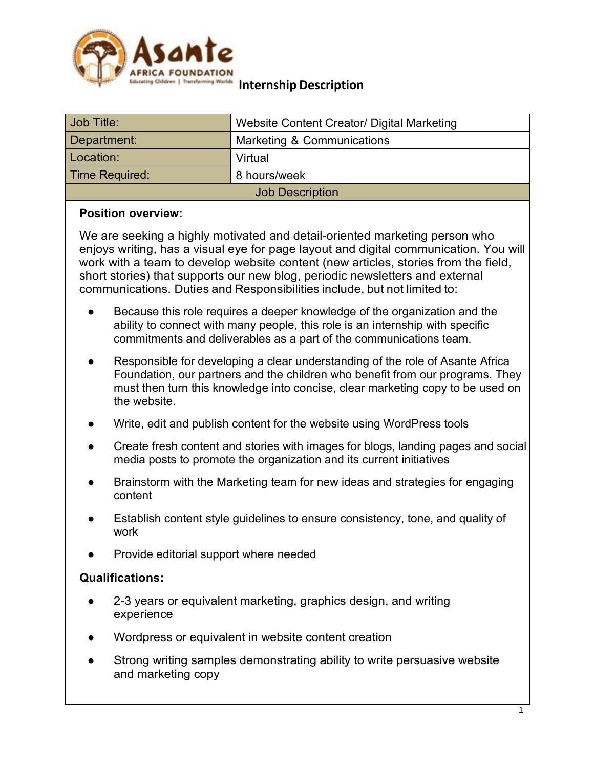# Internship Description

| Job Title: | Website Content Creator/ Digital Marketing |
|---|---|
| Department: | Marketing & Communications |
| Location: | Virtual |
| Time Required: | 8 hours/week |

## Job Description

**Position overview:**

We are seeking a highly motivated and detail-oriented marketing person who enjoys writing, has a visual eye for page layout and digital communication. You will work with a team to develop website content (new articles, stories from the field, short stories) that supports our new blog, periodic newsletters and external communications. Duties and Responsibilities include, but not limited to:

- Because this role requires a deeper knowledge of the organization and the ability to connect with many people, this role is an internship with specific commitments and deliverables as a part of the communications team.
- Responsible for developing a clear understanding of the role of Asante Africa Foundation, our partners and the children who benefit from our programs. They must then turn this knowledge into concise, clear marketing copy to be used on the website.
- Write, edit and publish content for the website using WordPress tools
- Create fresh content and stories with images for blogs, landing pages and social media posts to promote the organization and its current initiatives
- Brainstorm with the Marketing team for new ideas and strategies for engaging content
- Establish content style guidelines to ensure consistency, tone, and quality of work
- Provide editorial support where needed

**Qualifications:**

- 2-3 years or equivalent marketing, graphics design, and writing experience
- Wordpress or equivalent in website content creation
- Strong writing samples demonstrating ability to write persuasive website and marketing copy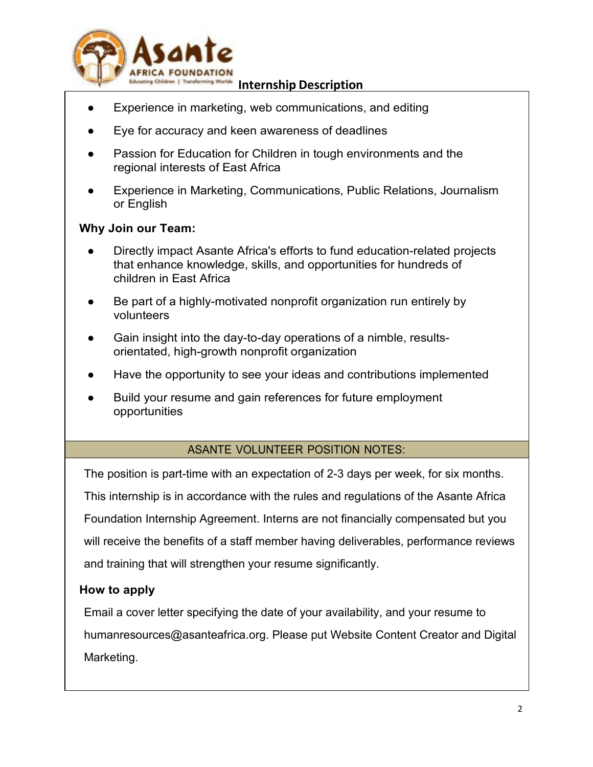Internship Description

- Experience in marketing, web communications, and editing
- Eye for accuracy and keen awareness of deadlines
- Passion for Education for Children in tough environments and the regional interests of East Africa
- Experience in Marketing, Communications, Public Relations, Journalism or English

**Why Join our Team:**

- Directly impact Asante Africa's efforts to fund education-related projects that enhance knowledge, skills, and opportunities for hundreds of children in East Africa
- Be part of a highly-motivated nonprofit organization run entirely by volunteers
- Gain insight into the day-to-day operations of a nimble, results-orientated, high-growth nonprofit organization
- Have the opportunity to see your ideas and contributions implemented
- Build your resume and gain references for future employment opportunities

## ASANTE VOLUNTEER POSITION NOTES:

The position is part-time with an expectation of 2-3 days per week, for six months. This internship is in accordance with the rules and regulations of the Asante Africa Foundation Internship Agreement. Interns are not financially compensated but you will receive the benefits of a staff member having deliverables, performance reviews and training that will strengthen your resume significantly.

**How to apply**

Email a cover letter specifying the date of your availability, and your resume to humanresources@asanteafrica.org. Please put Website Content Creator and Digital Marketing.